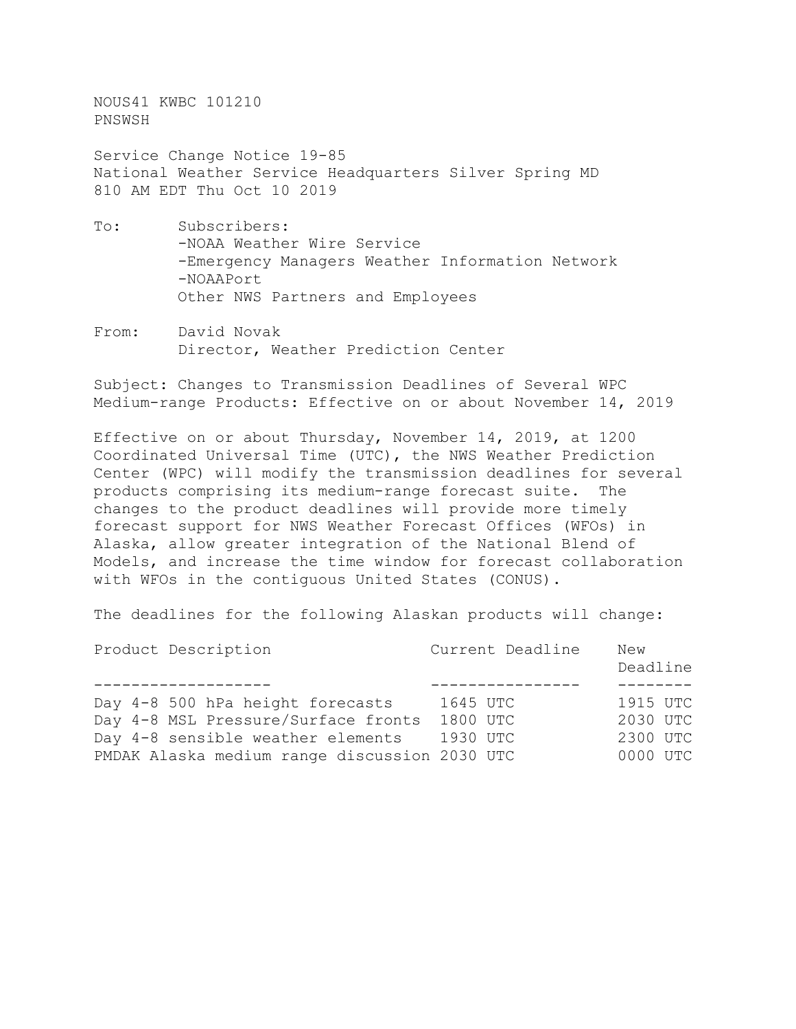NOUS41 KWBC 101210
PNSWSH

Service Change Notice 19-85
National Weather Service Headquarters Silver Spring MD
810 AM EDT Thu Oct 10 2019

To: Subscribers:
-NOAA Weather Wire Service
-Emergency Managers Weather Information Network
-NOAAPort
Other NWS Partners and Employees

From: David Novak
Director, Weather Prediction Center

Subject: Changes to Transmission Deadlines of Several WPC Medium-range Products: Effective on or about November 14, 2019

Effective on or about Thursday, November 14, 2019, at 1200 Coordinated Universal Time (UTC), the NWS Weather Prediction Center (WPC) will modify the transmission deadlines for several products comprising its medium-range forecast suite. The changes to the product deadlines will provide more timely forecast support for NWS Weather Forecast Offices (WFOs) in Alaska, allow greater integration of the National Blend of Models, and increase the time window for forecast collaboration with WFOs in the contiguous United States (CONUS).

The deadlines for the following Alaskan products will change:

| Product Description | Current Deadline | New Deadline |
|---|---|---|
| Day 4-8 500 hPa height forecasts | 1645 UTC | 1915 UTC |
| Day 4-8 MSL Pressure/Surface fronts | 1800 UTC | 2030 UTC |
| Day 4-8 sensible weather elements | 1930 UTC | 2300 UTC |
| PMDAK Alaska medium range discussion | 2030 UTC | 0000 UTC |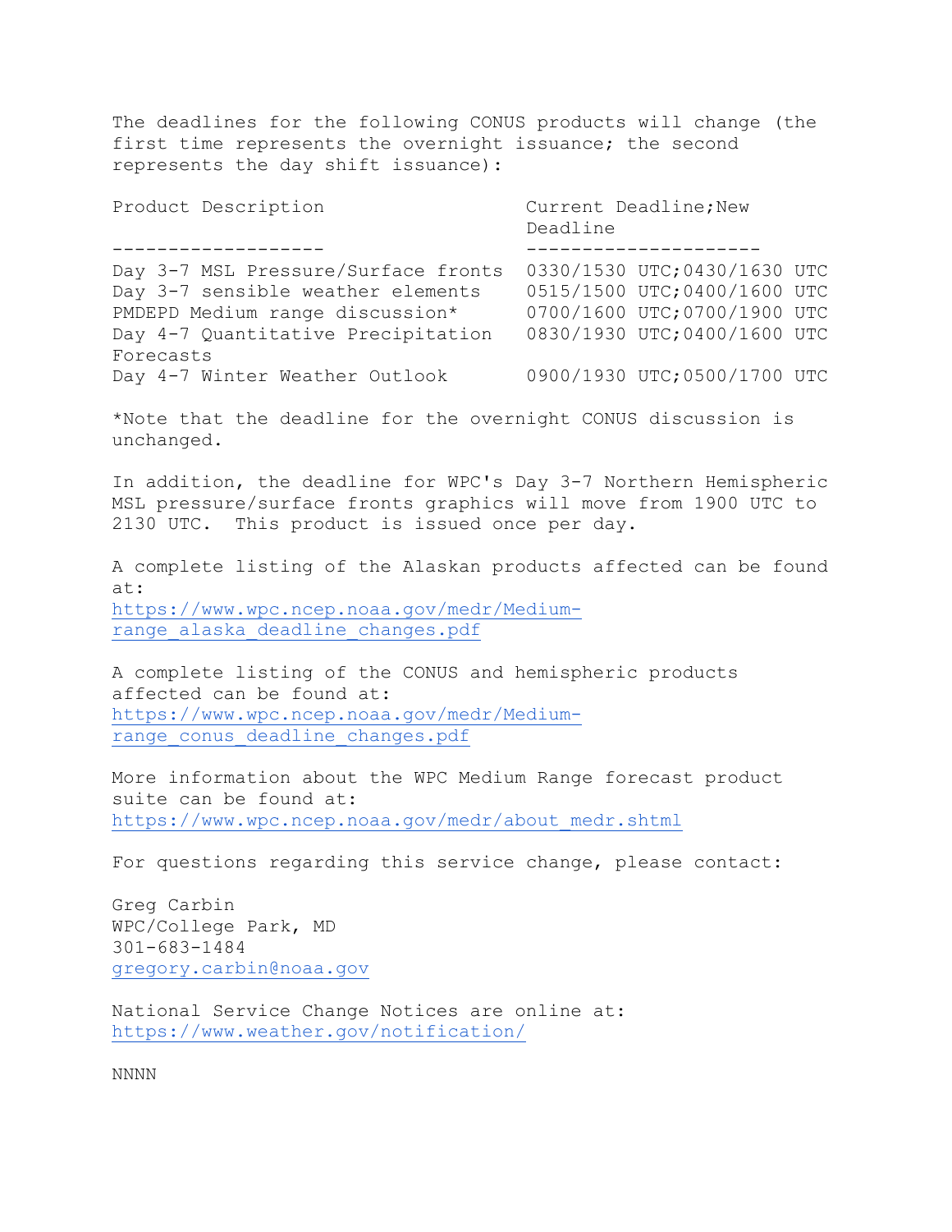The deadlines for the following CONUS products will change (the first time represents the overnight issuance; the second represents the day shift issuance):

| Product Description | Current Deadline;New Deadline |
|---|---|
| Day 3-7 MSL Pressure/Surface fronts | 0330/1530 UTC;0430/1630 UTC |
| Day 3-7 sensible weather elements | 0515/1500 UTC;0400/1600 UTC |
| PMDEPD Medium range discussion* | 0700/1600 UTC;0700/1900 UTC |
| Day 4-7 Quantitative Precipitation Forecasts | 0830/1930 UTC;0400/1600 UTC |
| Day 4-7 Winter Weather Outlook | 0900/1930 UTC;0500/1700 UTC |

*Note that the deadline for the overnight CONUS discussion is unchanged.

In addition, the deadline for WPC's Day 3-7 Northern Hemispheric MSL pressure/surface fronts graphics will move from 1900 UTC to 2130 UTC. This product is issued once per day.

A complete listing of the Alaskan products affected can be found at:
https://www.wpc.ncep.noaa.gov/medr/Medium-range_alaska_deadline_changes.pdf

A complete listing of the CONUS and hemispheric products affected can be found at:
https://www.wpc.ncep.noaa.gov/medr/Medium-range_conus_deadline_changes.pdf

More information about the WPC Medium Range forecast product suite can be found at:
https://www.wpc.ncep.noaa.gov/medr/about_medr.shtml

For questions regarding this service change, please contact:

Greg Carbin
WPC/College Park, MD
301-683-1484
gregory.carbin@noaa.gov

National Service Change Notices are online at:
https://www.weather.gov/notification/

NNNN